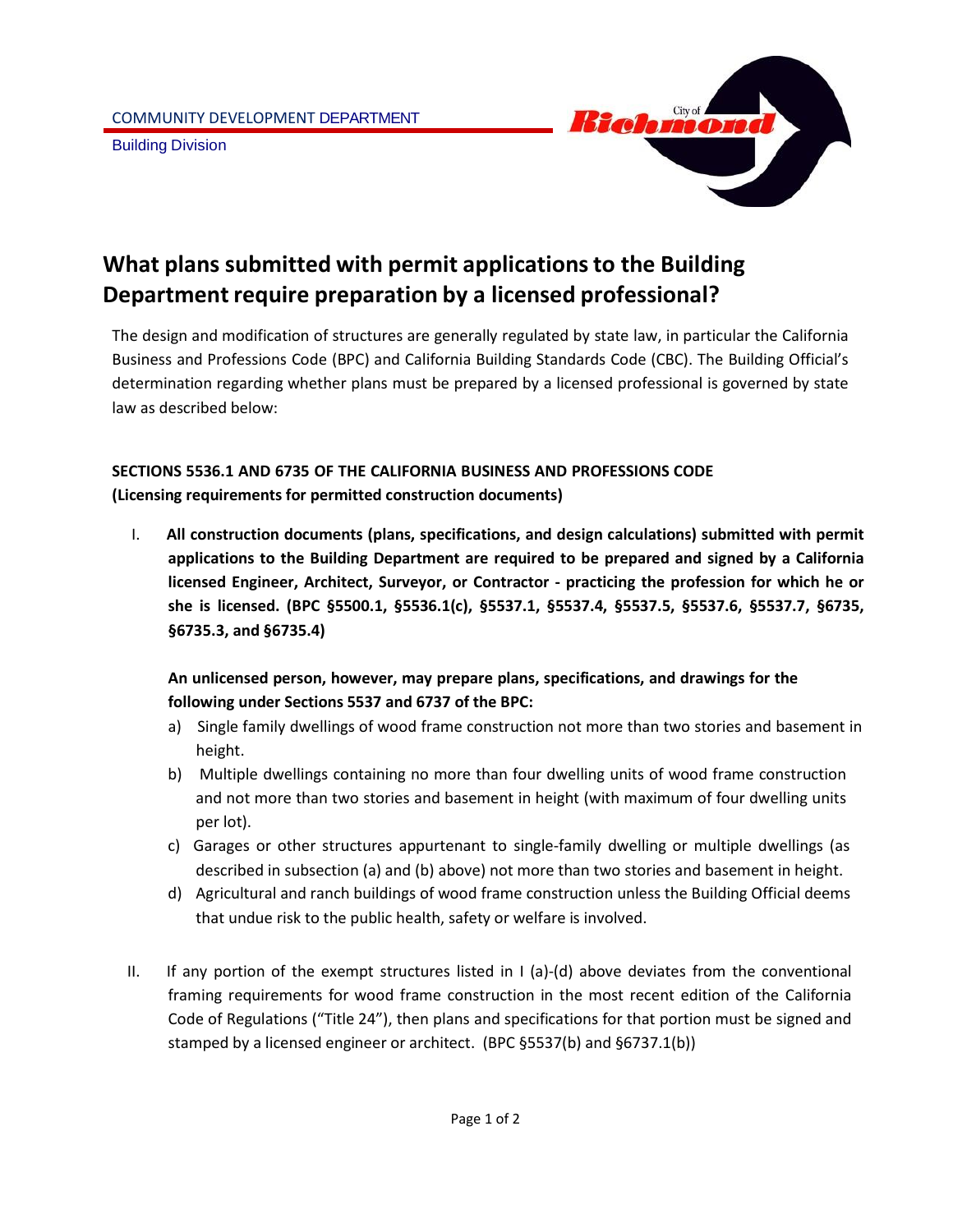COMMUNITY DEVELOPMENT DEPARTMENT

Building Division

# What plans submitted with permit applications to the Building Department require preparation by a licensed professional?

The design and modification of structures are generally regulated by state law, in particular the California Business and Professions Code (BPC) and California Building Standards Code (CBC). The Building Official's determination regarding whether plans must be prepared by a licensed professional is governed by state law as described below:

**SECTIONS 5536.1 AND 6735 OF THE CALIFORNIA BUSINESS AND PROFESSIONS CODE**
**(Licensing requirements for permitted construction documents)**

I. **All construction documents (plans, specifications, and design calculations) submitted with permit applications to the Building Department are required to be prepared and signed by a California licensed Engineer, Architect, Surveyor, or Contractor - practicing the profession for which he or she is licensed. (BPC §5500.1, §5536.1(c), §5537.1, §5537.4, §5537.5, §5537.6, §5537.7, §6735, §6735.3, and §6735.4)**

   **An unlicensed person, however, may prepare plans, specifications, and drawings for the following under Sections 5537 and 6737 of the BPC:**

   a) Single family dwellings of wood frame construction not more than two stories and basement in height.
   b) Multiple dwellings containing no more than four dwelling units of wood frame construction and not more than two stories and basement in height (with maximum of four dwelling units per lot).
   c) Garages or other structures appurtenant to single-family dwelling or multiple dwellings (as described in subsection (a) and (b) above) not more than two stories and basement in height.
   d) Agricultural and ranch buildings of wood frame construction unless the Building Official deems that undue risk to the public health, safety or welfare is involved.

II. If any portion of the exempt structures listed in I (a)-(d) above deviates from the conventional framing requirements for wood frame construction in the most recent edition of the California Code of Regulations ("Title 24"), then plans and specifications for that portion must be signed and stamped by a licensed engineer or architect. (BPC §5537(b) and §6737.1(b))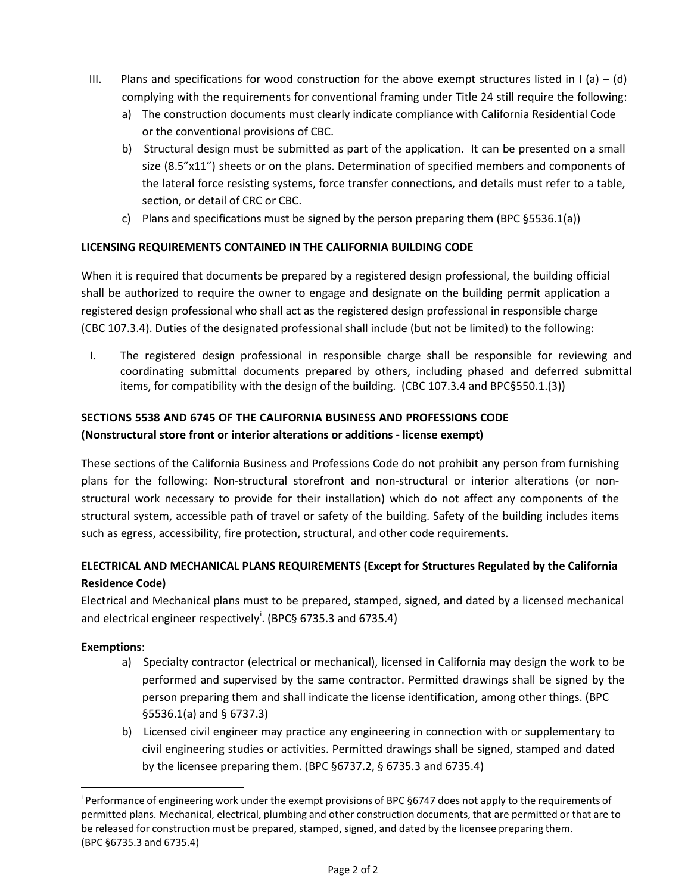III. Plans and specifications for wood construction for the above exempt structures listed in I (a) – (d) complying with the requirements for conventional framing under Title 24 still require the following:

   a) The construction documents must clearly indicate compliance with California Residential Code or the conventional provisions of CBC.
   b) Structural design must be submitted as part of the application. It can be presented on a small size (8.5"x11") sheets or on the plans. Determination of specified members and components of the lateral force resisting systems, force transfer connections, and details must refer to a table, section, or detail of CRC or CBC.
   c) Plans and specifications must be signed by the person preparing them (BPC §5536.1(a))

**LICENSING REQUIREMENTS CONTAINED IN THE CALIFORNIA BUILDING CODE**

When it is required that documents be prepared by a registered design professional, the building official shall be authorized to require the owner to engage and designate on the building permit application a registered design professional who shall act as the registered design professional in responsible charge (CBC 107.3.4). Duties of the designated professional shall include (but not be limited) to the following:

I. The registered design professional in responsible charge shall be responsible for reviewing and coordinating submittal documents prepared by others, including phased and deferred submittal items, for compatibility with the design of the building. (CBC 107.3.4 and BPC§550.1.(3))

**SECTIONS 5538 AND 6745 OF THE CALIFORNIA BUSINESS AND PROFESSIONS CODE (Nonstructural store front or interior alterations or additions - license exempt)**

These sections of the California Business and Professions Code do not prohibit any person from furnishing plans for the following: Non-structural storefront and non-structural or interior alterations (or non-structural work necessary to provide for their installation) which do not affect any components of the structural system, accessible path of travel or safety of the building. Safety of the building includes items such as egress, accessibility, fire protection, structural, and other code requirements.

**ELECTRICAL AND MECHANICAL PLANS REQUIREMENTS (Except for Structures Regulated by the California Residence Code)**

Electrical and Mechanical plans must to be prepared, stamped, signed, and dated by a licensed mechanical and electrical engineer respectively[i]. (BPC§ 6735.3 and 6735.4)

**Exemptions**:

a) Specialty contractor (electrical or mechanical), licensed in California may design the work to be performed and supervised by the same contractor. Permitted drawings shall be signed by the person preparing them and shall indicate the license identification, among other things. (BPC §5536.1(a) and § 6737.3)
b) Licensed civil engineer may practice any engineering in connection with or supplementary to civil engineering studies or activities. Permitted drawings shall be signed, stamped and dated by the licensee preparing them. (BPC §6737.2, § 6735.3 and 6735.4)

---

[i] Performance of engineering work under the exempt provisions of BPC §6747 does not apply to the requirements of permitted plans. Mechanical, electrical, plumbing and other construction documents, that are permitted or that are to be released for construction must be prepared, stamped, signed, and dated by the licensee preparing them. (BPC §6735.3 and 6735.4)